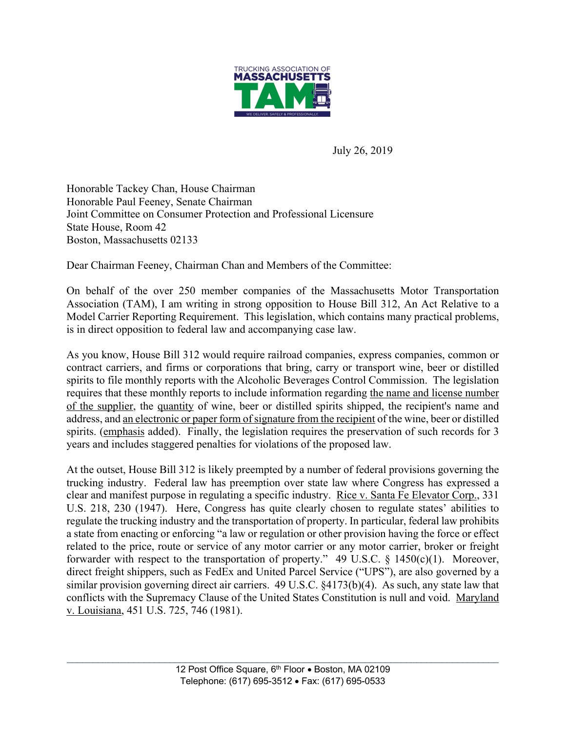TRUCKING ASSOCIATION OF MASSACHUSETTS

TAM

WE DELIVER. SAFELY & PROFESSIONALLY.

July 26, 2019

Honorable Tackey Chan, House Chairman
Honorable Paul Feeney, Senate Chairman
Joint Committee on Consumer Protection and Professional Licensure
State House, Room 42
Boston, Massachusetts 02133

Dear Chairman Feeney, Chairman Chan and Members of the Committee:

On behalf of the over 250 member companies of the Massachusetts Motor Transportation Association (TAM), I am writing in strong opposition to House Bill 312, An Act Relative to a Model Carrier Reporting Requirement. This legislation, which contains many practical problems, is in direct opposition to federal law and accompanying case law.

As you know, House Bill 312 would require railroad companies, express companies, common or contract carriers, and firms or corporations that bring, carry or transport wine, beer or distilled spirits to file monthly reports with the Alcoholic Beverages Control Commission. The legislation requires that these monthly reports to include information regarding <u>the name and license number of the supplier</u>, the <u>quantity</u> of wine, beer or distilled spirits shipped, the recipient's name and address, and <u>an electronic or paper form of signature from the recipient</u> of the wine, beer or distilled spirits. (<u>emphasis</u> added). Finally, the legislation requires the preservation of such records for 3 years and includes staggered penalties for violations of the proposed law.

At the outset, House Bill 312 is likely preempted by a number of federal provisions governing the trucking industry. Federal law has preemption over state law where Congress has expressed a clear and manifest purpose in regulating a specific industry. <u>Rice v. Santa Fe Elevator Corp.</u>, 331 U.S. 218, 230 (1947). Here, Congress has quite clearly chosen to regulate states' abilities to regulate the trucking industry and the transportation of property. In particular, federal law prohibits a state from enacting or enforcing "a law or regulation or other provision having the force or effect related to the price, route or service of any motor carrier or any motor carrier, broker or freight forwarder with respect to the transportation of property." 49 U.S.C. § 1450(c)(1). Moreover, direct freight shippers, such as FedEx and United Parcel Service ("UPS"), are also governed by a similar provision governing direct air carriers. 49 U.S.C. §4173(b)(4). As such, any state law that conflicts with the Supremacy Clause of the United States Constitution is null and void. <u>Maryland v. Louisiana</u>, 451 U.S. 725, 746 (1981).

12 Post Office Square, 6th Floor • Boston, MA 02109
Telephone: (617) 695-3512 • Fax: (617) 695-0533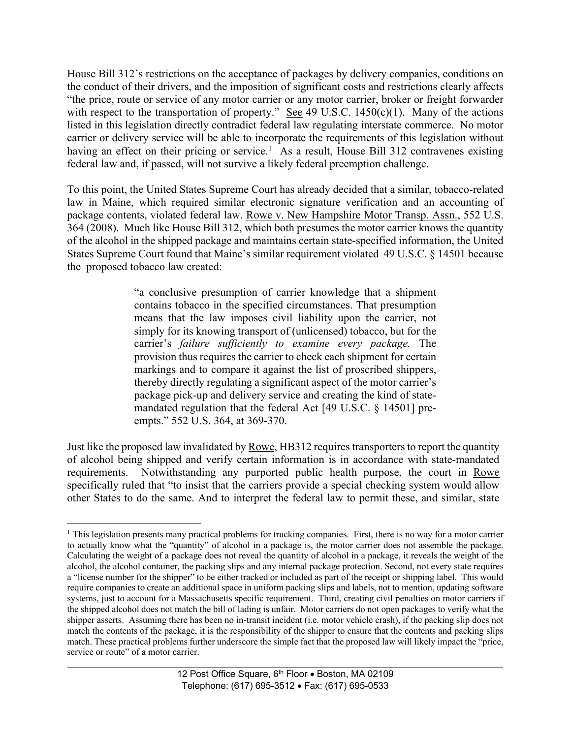House Bill 312's restrictions on the acceptance of packages by delivery companies, conditions on the conduct of their drivers, and the imposition of significant costs and restrictions clearly affects "the price, route or service of any motor carrier or any motor carrier, broker or freight forwarder with respect to the transportation of property." See 49 U.S.C. 1450(c)(1). Many of the actions listed in this legislation directly contradict federal law regulating interstate commerce. No motor carrier or delivery service will be able to incorporate the requirements of this legislation without having an effect on their pricing or service.[1] As a result, House Bill 312 contravenes existing federal law and, if passed, will not survive a likely federal preemption challenge.

To this point, the United States Supreme Court has already decided that a similar, tobacco-related law in Maine, which required similar electronic signature verification and an accounting of package contents, violated federal law. Rowe v. New Hampshire Motor Transp. Assn., 552 U.S. 364 (2008). Much like House Bill 312, which both presumes the motor carrier knows the quantity of the alcohol in the shipped package and maintains certain state-specified information, the United States Supreme Court found that Maine's similar requirement violated 49 U.S.C. § 14501 because the proposed tobacco law created:

> "a conclusive presumption of carrier knowledge that a shipment contains tobacco in the specified circumstances. That presumption means that the law imposes civil liability upon the carrier, not simply for its knowing transport of (unlicensed) tobacco, but for the carrier's *failure sufficiently to examine every package.* The provision thus requires the carrier to check each shipment for certain markings and to compare it against the list of proscribed shippers, thereby directly regulating a significant aspect of the motor carrier's package pick-up and delivery service and creating the kind of state-mandated regulation that the federal Act [49 U.S.C. § 14501] pre-empts." 552 U.S. 364, at 369-370.

Just like the proposed law invalidated by Rowe, HB312 requires transporters to report the quantity of alcohol being shipped and verify certain information is in accordance with state-mandated requirements. Notwithstanding any purported public health purpose, the court in Rowe specifically ruled that "to insist that the carriers provide a special checking system would allow other States to do the same. And to interpret the federal law to permit these, and similar, state

---

[1] This legislation presents many practical problems for trucking companies. First, there is no way for a motor carrier to actually know what the "quantity" of alcohol in a package is, the motor carrier does not assemble the package. Calculating the weight of a package does not reveal the quantity of alcohol in a package, it reveals the weight of the alcohol, the alcohol container, the packing slips and any internal package protection. Second, not every state requires a "license number for the shipper" to be either tracked or included as part of the receipt or shipping label. This would require companies to create an additional space in uniform packing slips and labels, not to mention, updating software systems, just to account for a Massachusetts specific requirement. Third, creating civil penalties on motor carriers if the shipped alcohol does not match the bill of lading is unfair. Motor carriers do not open packages to verify what the shipper asserts. Assuming there has been no in-transit incident (i.e. motor vehicle crash), if the packing slip does not match the contents of the package, it is the responsibility of the shipper to ensure that the contents and packing slips match. These practical problems further underscore the simple fact that the proposed law will likely impact the "price, service or route" of a motor carrier.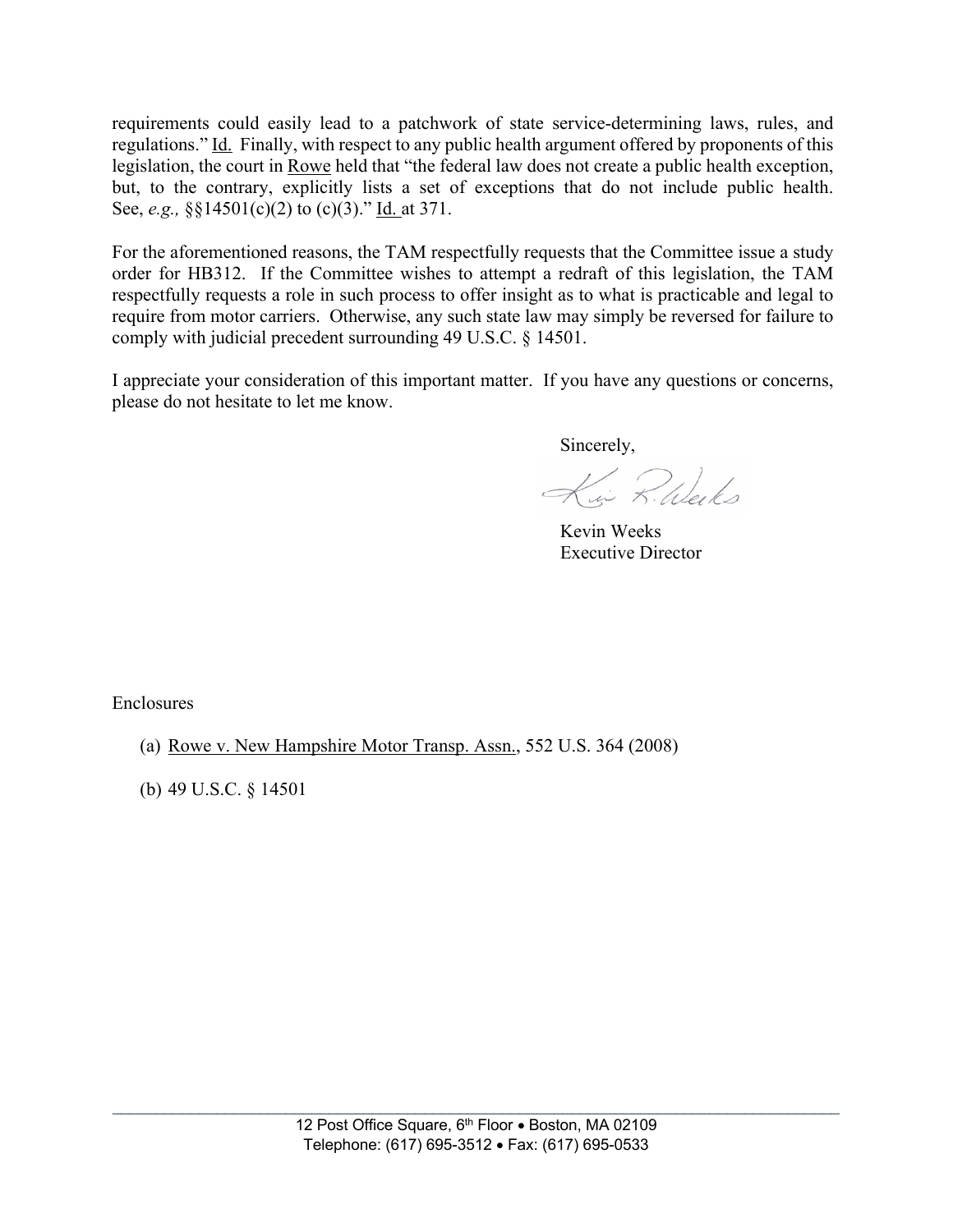requirements could easily lead to a patchwork of state service-determining laws, rules, and regulations." Id. Finally, with respect to any public health argument offered by proponents of this legislation, the court in Rowe held that "the federal law does not create a public health exception, but, to the contrary, explicitly lists a set of exceptions that do not include public health. See, *e.g.,* §§14501(c)(2) to (c)(3)." Id. at 371.

For the aforementioned reasons, the TAM respectfully requests that the Committee issue a study order for HB312. If the Committee wishes to attempt a redraft of this legislation, the TAM respectfully requests a role in such process to offer insight as to what is practicable and legal to require from motor carriers. Otherwise, any such state law may simply be reversed for failure to comply with judicial precedent surrounding 49 U.S.C. § 14501.

I appreciate your consideration of this important matter. If you have any questions or concerns, please do not hesitate to let me know.

Sincerely,

Kevin R. Weeks

Kevin Weeks
Executive Director

Enclosures

(a) Rowe v. New Hampshire Motor Transp. Assn., 552 U.S. 364 (2008)

(b) 49 U.S.C. § 14501

12 Post Office Square, 6th Floor • Boston, MA 02109
Telephone: (617) 695-3512 • Fax: (617) 695-0533